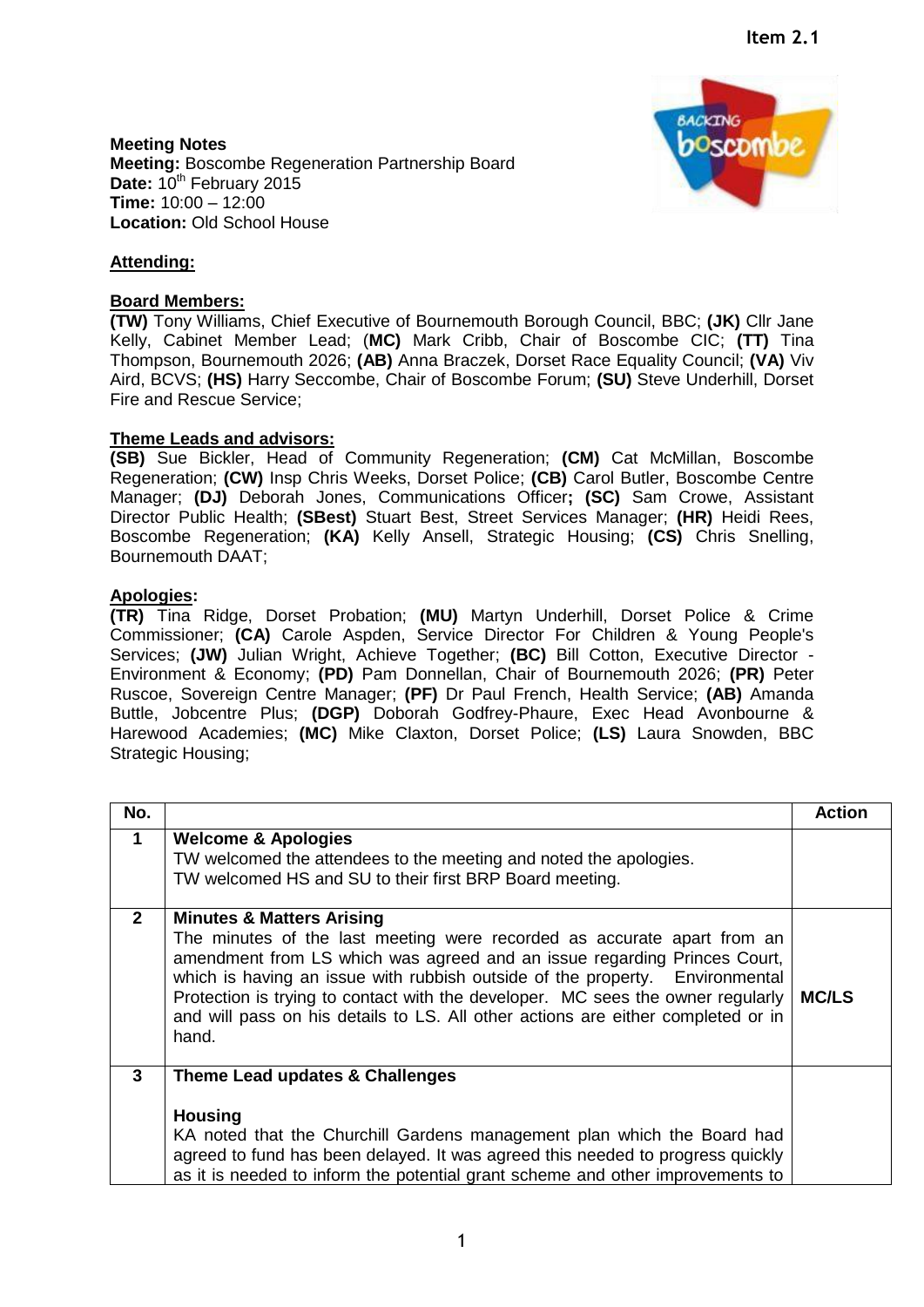**Item 2.1**

**Meeting Notes**
**Meeting:** Boscombe Regeneration Partnership Board
**Date:** 10th February 2015
**Time:** 10:00 – 12:00
**Location:** Old School House

**Attending:**

**Board Members:**
**(TW)** Tony Williams, Chief Executive of Bournemouth Borough Council, BBC; **(JK)** Cllr Jane Kelly, Cabinet Member Lead; (**MC)** Mark Cribb, Chair of Boscombe CIC; **(TT)** Tina Thompson, Bournemouth 2026; **(AB)** Anna Braczek, Dorset Race Equality Council; **(VA)** Viv Aird, BCVS; **(HS)** Harry Seccombe, Chair of Boscombe Forum; **(SU)** Steve Underhill, Dorset Fire and Rescue Service;

**Theme Leads and advisors:**
**(SB)** Sue Bickler, Head of Community Regeneration; **(CM)** Cat McMillan, Boscombe Regeneration; **(CW)** Insp Chris Weeks, Dorset Police; **(CB)** Carol Butler, Boscombe Centre Manager; **(DJ)** Deborah Jones, Communications Officer**; (SC)** Sam Crowe, Assistant Director Public Health; **(SBest)** Stuart Best, Street Services Manager; **(HR)** Heidi Rees, Boscombe Regeneration; **(KA)** Kelly Ansell, Strategic Housing; **(CS)** Chris Snelling, Bournemouth DAAT;

**Apologies:**
**(TR)** Tina Ridge, Dorset Probation; **(MU)** Martyn Underhill, Dorset Police & Crime Commissioner; **(CA)** Carole Aspden, Service Director For Children & Young People's Services; **(JW)** Julian Wright, Achieve Together; **(BC)** Bill Cotton, Executive Director - Environment & Economy; **(PD)** Pam Donnellan, Chair of Bournemouth 2026; **(PR)** Peter Ruscoe, Sovereign Centre Manager; **(PF)** Dr Paul French, Health Service; **(AB)** Amanda Buttle, Jobcentre Plus; **(DGP)** Doborah Godfrey-Phaure, Exec Head Avonbourne & Harewood Academies; **(MC)** Mike Claxton, Dorset Police; **(LS)** Laura Snowden, BBC Strategic Housing;

| No. | | Action |
|---|---|---|
| **1** | **Welcome & Apologies**<br>TW welcomed the attendees to the meeting and noted the apologies.<br>TW welcomed HS and SU to their first BRP Board meeting. | |
| **2** | **Minutes & Matters Arising**<br>The minutes of the last meeting were recorded as accurate apart from an amendment from LS which was agreed and an issue regarding Princes Court, which is having an issue with rubbish outside of the property. Environmental Protection is trying to contact with the developer. MC sees the owner regularly and will pass on his details to LS. All other actions are either completed or in hand. | **MC/LS** |
| **3** | **Theme Lead updates & Challenges**<br><br>**Housing**<br>KA noted that the Churchill Gardens management plan which the Board had agreed to fund has been delayed. It was agreed this needed to progress quickly as it is needed to inform the potential grant scheme and other improvements to | |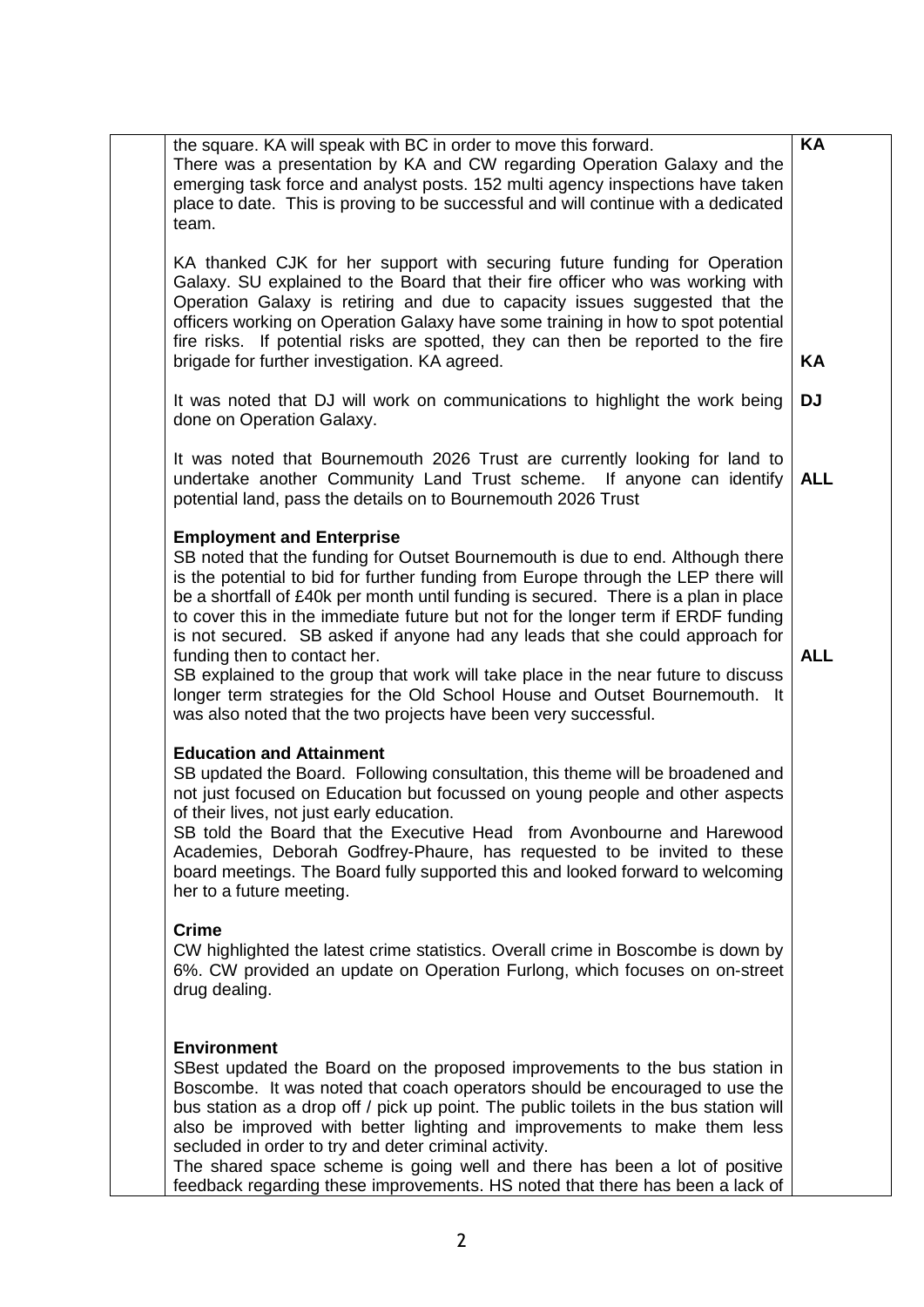| | | |
|---|---|---|
| | the square. KA will speak with BC in order to move this forward.<br>There was a presentation by KA and CW regarding Operation Galaxy and the emerging task force and analyst posts. 152 multi agency inspections have taken place to date. This is proving to be successful and will continue with a dedicated team. | **KA** |
| | KA thanked CJK for her support with securing future funding for Operation Galaxy. SU explained to the Board that their fire officer who was working with Operation Galaxy is retiring and due to capacity issues suggested that the officers working on Operation Galaxy have some training in how to spot potential fire risks. If potential risks are spotted, they can then be reported to the fire brigade for further investigation. KA agreed. | **KA** |
| | It was noted that DJ will work on communications to highlight the work being done on Operation Galaxy. | **DJ** |
| | It was noted that Bournemouth 2026 Trust are currently looking for land to undertake another Community Land Trust scheme. If anyone can identify potential land, pass the details on to Bournemouth 2026 Trust | **ALL** |
| | **Employment and Enterprise**<br>SB noted that the funding for Outset Bournemouth is due to end. Although there is the potential to bid for further funding from Europe through the LEP there will be a shortfall of £40k per month until funding is secured. There is a plan in place to cover this in the immediate future but not for the longer term if ERDF funding is not secured. SB asked if anyone had any leads that she could approach for funding then to contact her.<br>SB explained to the group that work will take place in the near future to discuss longer term strategies for the Old School House and Outset Bournemouth. It was also noted that the two projects have been very successful. | **ALL** |
| | **Education and Attainment**<br>SB updated the Board. Following consultation, this theme will be broadened and not just focused on Education but focussed on young people and other aspects of their lives, not just early education.<br>SB told the Board that the Executive Head from Avonbourne and Harewood Academies, Deborah Godfrey-Phaure, has requested to be invited to these board meetings. The Board fully supported this and looked forward to welcoming her to a future meeting. | |
| | **Crime**<br>CW highlighted the latest crime statistics. Overall crime in Boscombe is down by 6%. CW provided an update on Operation Furlong, which focuses on on-street drug dealing. | |
| | **Environment**<br>SBest updated the Board on the proposed improvements to the bus station in Boscombe. It was noted that coach operators should be encouraged to use the bus station as a drop off / pick up point. The public toilets in the bus station will also be improved with better lighting and improvements to make them less secluded in order to try and deter criminal activity.<br>The shared space scheme is going well and there has been a lot of positive feedback regarding these improvements. HS noted that there has been a lack of | |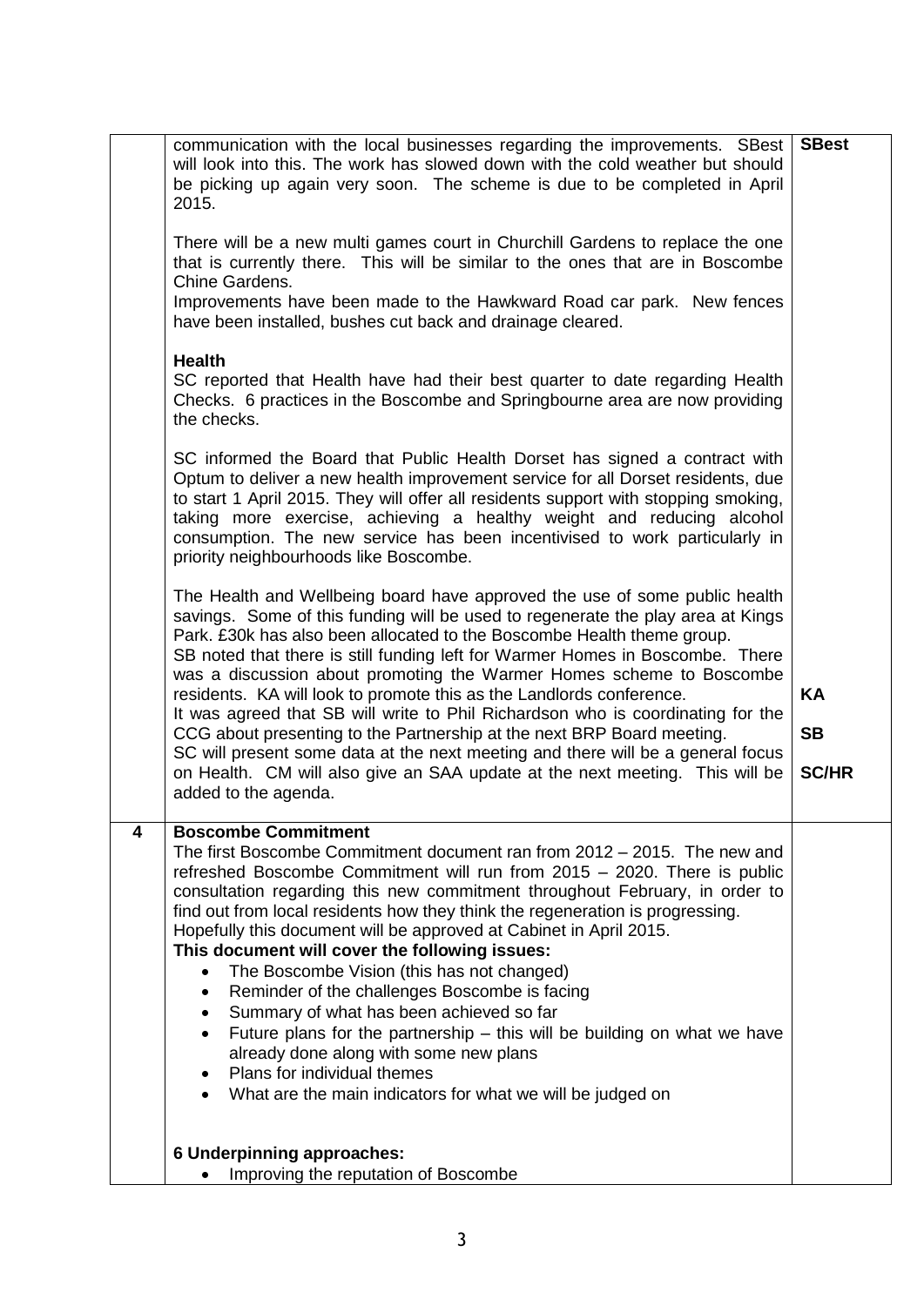| | | |
|---|---|---|
| | communication with the local businesses regarding the improvements. SBest will look into this. The work has slowed down with the cold weather but should be picking up again very soon. The scheme is due to be completed in April 2015.<br><br>There will be a new multi games court in Churchill Gardens to replace the one that is currently there. This will be similar to the ones that are in Boscombe Chine Gardens.<br>Improvements have been made to the Hawkward Road car park. New fences have been installed, bushes cut back and drainage cleared.<br><br>**Health**<br>SC reported that Health have had their best quarter to date regarding Health Checks. 6 practices in the Boscombe and Springbourne area are now providing the checks.<br><br>SC informed the Board that Public Health Dorset has signed a contract with Optum to deliver a new health improvement service for all Dorset residents, due to start 1 April 2015. They will offer all residents support with stopping smoking, taking more exercise, achieving a healthy weight and reducing alcohol consumption. The new service has been incentivised to work particularly in priority neighbourhoods like Boscombe.<br><br>The Health and Wellbeing board have approved the use of some public health savings. Some of this funding will be used to regenerate the play area at Kings Park. £30k has also been allocated to the Boscombe Health theme group.<br>SB noted that there is still funding left for Warmer Homes in Boscombe. There was a discussion about promoting the Warmer Homes scheme to Boscombe residents. KA will look to promote this as the Landlords conference.<br>It was agreed that SB will write to Phil Richardson who is coordinating for the CCG about presenting to the Partnership at the next BRP Board meeting.<br>SC will present some data at the next meeting and there will be a general focus on Health. CM will also give an SAA update at the next meeting. This will be added to the agenda. | **SBest**<br><br><br><br><br><br><br><br><br><br><br><br><br><br><br><br><br><br><br><br><br><br><br><br>**KA**<br><br>**SB**<br><br>**SC/HR** |
| **4** | **Boscombe Commitment**<br>The first Boscombe Commitment document ran from 2012 – 2015. The new and refreshed Boscombe Commitment will run from 2015 – 2020. There is public consultation regarding this new commitment throughout February, in order to find out from local residents how they think the regeneration is progressing.<br>Hopefully this document will be approved at Cabinet in April 2015.<br>**This document will cover the following issues:**<br>• The Boscombe Vision (this has not changed)<br>• Reminder of the challenges Boscombe is facing<br>• Summary of what has been achieved so far<br>• Future plans for the partnership – this will be building on what we have already done along with some new plans<br>• Plans for individual themes<br>• What are the main indicators for what we will be judged on<br><br>**6 Underpinning approaches:**<br>• Improving the reputation of Boscombe | |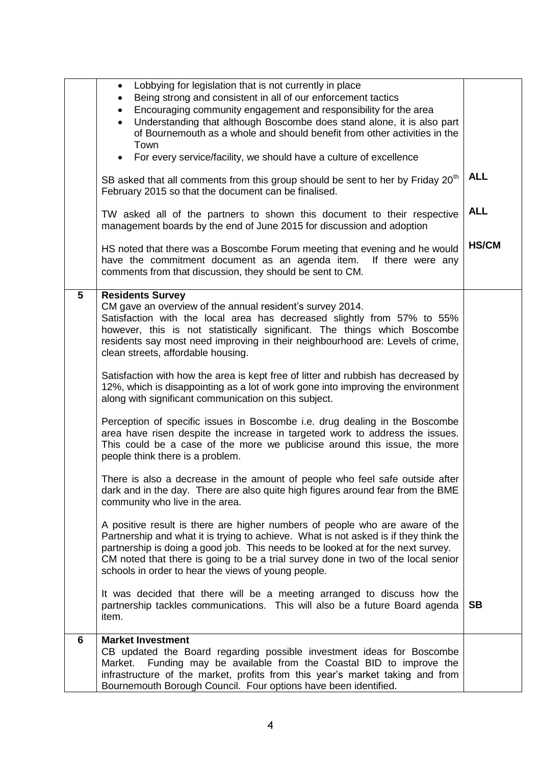| | | |
|---|---|---|
| | • Lobbying for legislation that is not currently in place<br>• Being strong and consistent in all of our enforcement tactics<br>• Encouraging community engagement and responsibility for the area<br>• Understanding that although Boscombe does stand alone, it is also part of Bournemouth as a whole and should benefit from other activities in the Town<br>• For every service/facility, we should have a culture of excellence<br><br>SB asked that all comments from this group should be sent to her by Friday 20th February 2015 so that the document can be finalised.<br><br>TW asked all of the partners to shown this document to their respective management boards by the end of June 2015 for discussion and adoption<br><br>HS noted that there was a Boscombe Forum meeting that evening and he would have the commitment document as an agenda item. If there were any comments from that discussion, they should be sent to CM. | **ALL**<br><br>**ALL**<br><br>**HS/CM** |
| **5** | **Residents Survey**<br>CM gave an overview of the annual resident's survey 2014.<br>Satisfaction with the local area has decreased slightly from 57% to 55% however, this is not statistically significant. The things which Boscombe residents say most need improving in their neighbourhood are: Levels of crime, clean streets, affordable housing.<br><br>Satisfaction with how the area is kept free of litter and rubbish has decreased by 12%, which is disappointing as a lot of work gone into improving the environment along with significant communication on this subject.<br><br>Perception of specific issues in Boscombe i.e. drug dealing in the Boscombe area have risen despite the increase in targeted work to address the issues. This could be a case of the more we publicise around this issue, the more people think there is a problem.<br><br>There is also a decrease in the amount of people who feel safe outside after dark and in the day. There are also quite high figures around fear from the BME community who live in the area.<br><br>A positive result is there are higher numbers of people who are aware of the Partnership and what it is trying to achieve. What is not asked is if they think the partnership is doing a good job. This needs to be looked at for the next survey.<br>CM noted that there is going to be a trial survey done in two of the local senior schools in order to hear the views of young people.<br><br>It was decided that there will be a meeting arranged to discuss how the partnership tackles communications. This will also be a future Board agenda item. | **SB** |
| **6** | **Market Investment**<br>CB updated the Board regarding possible investment ideas for Boscombe Market. Funding may be available from the Coastal BID to improve the infrastructure of the market, profits from this year's market taking and from Bournemouth Borough Council. Four options have been identified. | |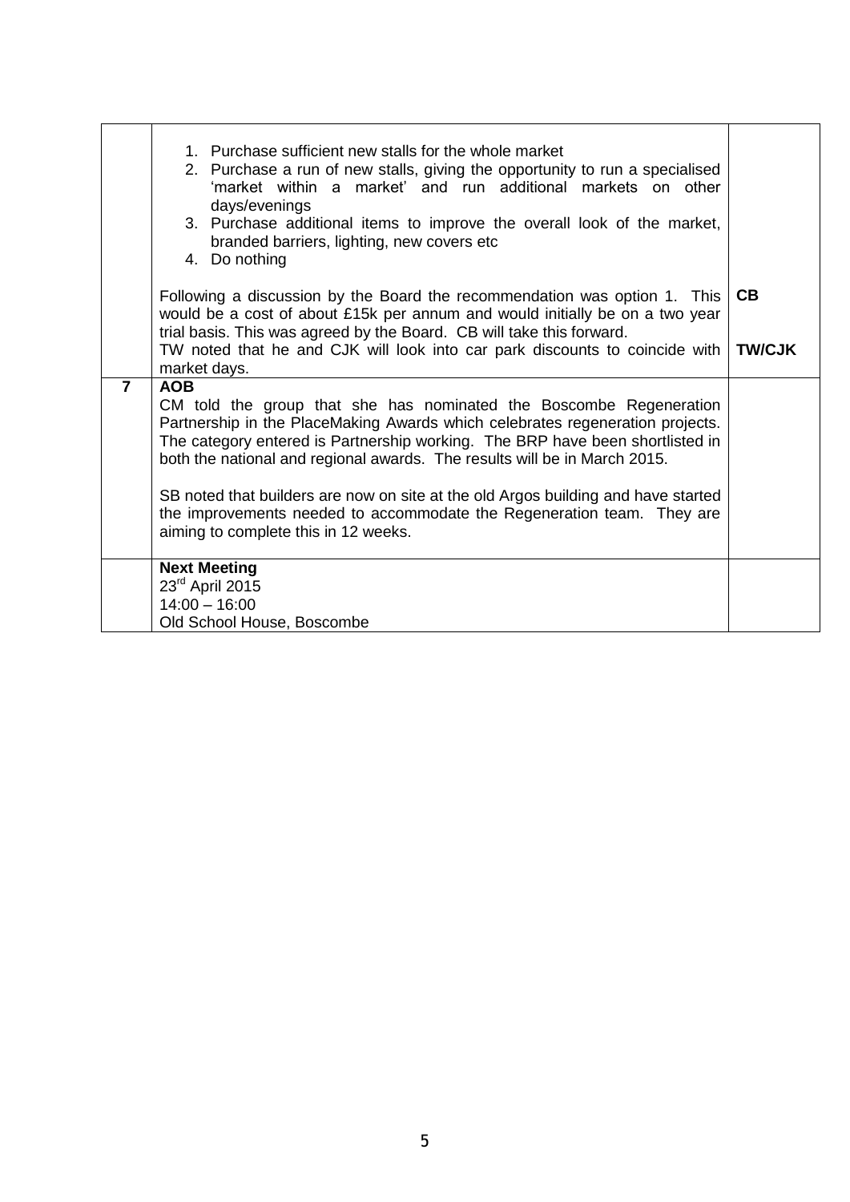| | | |
|---|---|---|
| | 1. Purchase sufficient new stalls for the whole market<br>2. Purchase a run of new stalls, giving the opportunity to run a specialised 'market within a market' and run additional markets on other days/evenings<br>3. Purchase additional items to improve the overall look of the market, branded barriers, lighting, new covers etc<br>4. Do nothing<br><br>Following a discussion by the Board the recommendation was option 1. This would be a cost of about £15k per annum and would initially be on a two year trial basis. This was agreed by the Board. CB will take this forward.<br>TW noted that he and CJK will look into car park discounts to coincide with market days. | **CB**<br><br>**TW/CJK** |
| **7** | **AOB**<br>CM told the group that she has nominated the Boscombe Regeneration Partnership in the PlaceMaking Awards which celebrates regeneration projects. The category entered is Partnership working. The BRP have been shortlisted in both the national and regional awards. The results will be in March 2015.<br><br>SB noted that builders are now on site at the old Argos building and have started the improvements needed to accommodate the Regeneration team. They are aiming to complete this in 12 weeks. | |
| | **Next Meeting**<br>23rd April 2015<br>14:00 – 16:00<br>Old School House, Boscombe | |